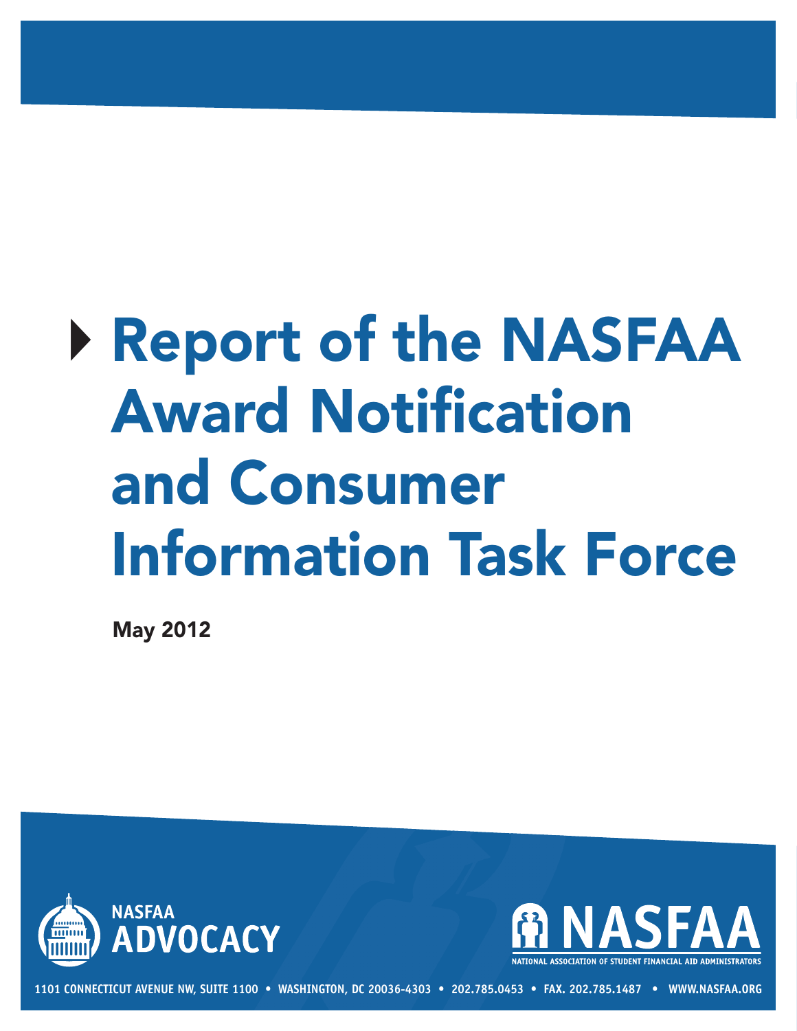# Report of the NASFAA Award Notification and Consumer Information Task Force

**May 2012**

NASFAA ADVOCACY

NASFAA

NATIONAL ASSOCIATION OF STUDENT FINANCIAL AID ADMINISTRATORS

1101 CONNECTICUT AVENUE NW, SUITE 1100 • WASHINGTON, DC 20036-4303 • 202.785.0453 • FAX. 202.785.1487 • WWW.NASFAA.ORG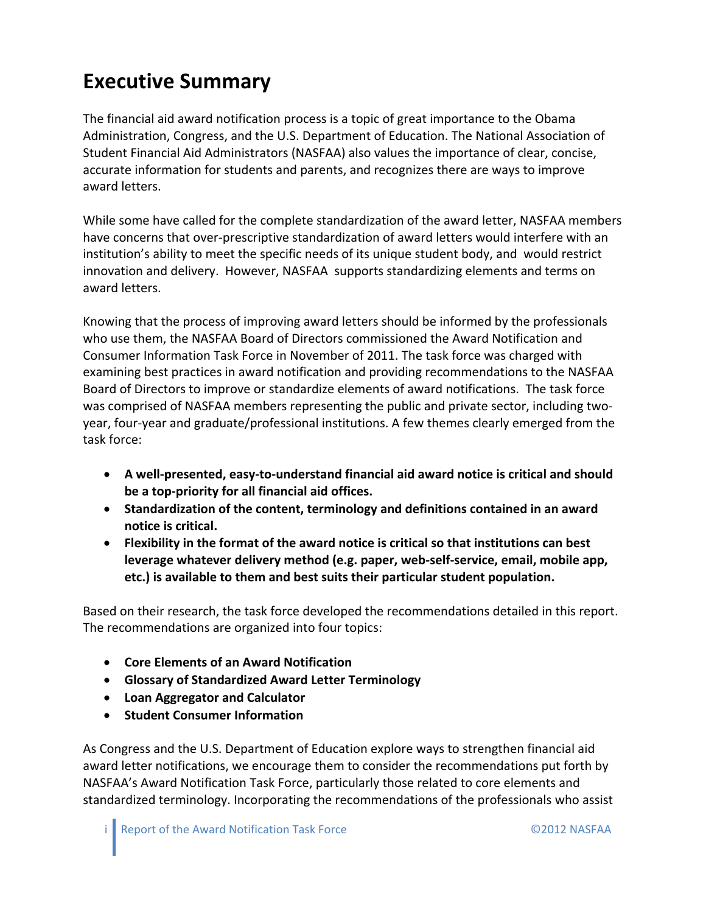# Executive Summary

The financial aid award notification process is a topic of great importance to the Obama Administration, Congress, and the U.S. Department of Education. The National Association of Student Financial Aid Administrators (NASFAA) also values the importance of clear, concise, accurate information for students and parents, and recognizes there are ways to improve award letters.

While some have called for the complete standardization of the award letter, NASFAA members have concerns that over-prescriptive standardization of award letters would interfere with an institution's ability to meet the specific needs of its unique student body, and would restrict innovation and delivery. However, NASFAA supports standardizing elements and terms on award letters.

Knowing that the process of improving award letters should be informed by the professionals who use them, the NASFAA Board of Directors commissioned the Award Notification and Consumer Information Task Force in November of 2011. The task force was charged with examining best practices in award notification and providing recommendations to the NASFAA Board of Directors to improve or standardize elements of award notifications. The task force was comprised of NASFAA members representing the public and private sector, including two-year, four-year and graduate/professional institutions. A few themes clearly emerged from the task force:

- **A well-presented, easy-to-understand financial aid award notice is critical and should be a top-priority for all financial aid offices.**
- **Standardization of the content, terminology and definitions contained in an award notice is critical.**
- **Flexibility in the format of the award notice is critical so that institutions can best leverage whatever delivery method (e.g. paper, web-self-service, email, mobile app, etc.) is available to them and best suits their particular student population.**

Based on their research, the task force developed the recommendations detailed in this report. The recommendations are organized into four topics:

- **Core Elements of an Award Notification**
- **Glossary of Standardized Award Letter Terminology**
- **Loan Aggregator and Calculator**
- **Student Consumer Information**

As Congress and the U.S. Department of Education explore ways to strengthen financial aid award letter notifications, we encourage them to consider the recommendations put forth by NASFAA's Award Notification Task Force, particularly those related to core elements and standardized terminology. Incorporating the recommendations of the professionals who assist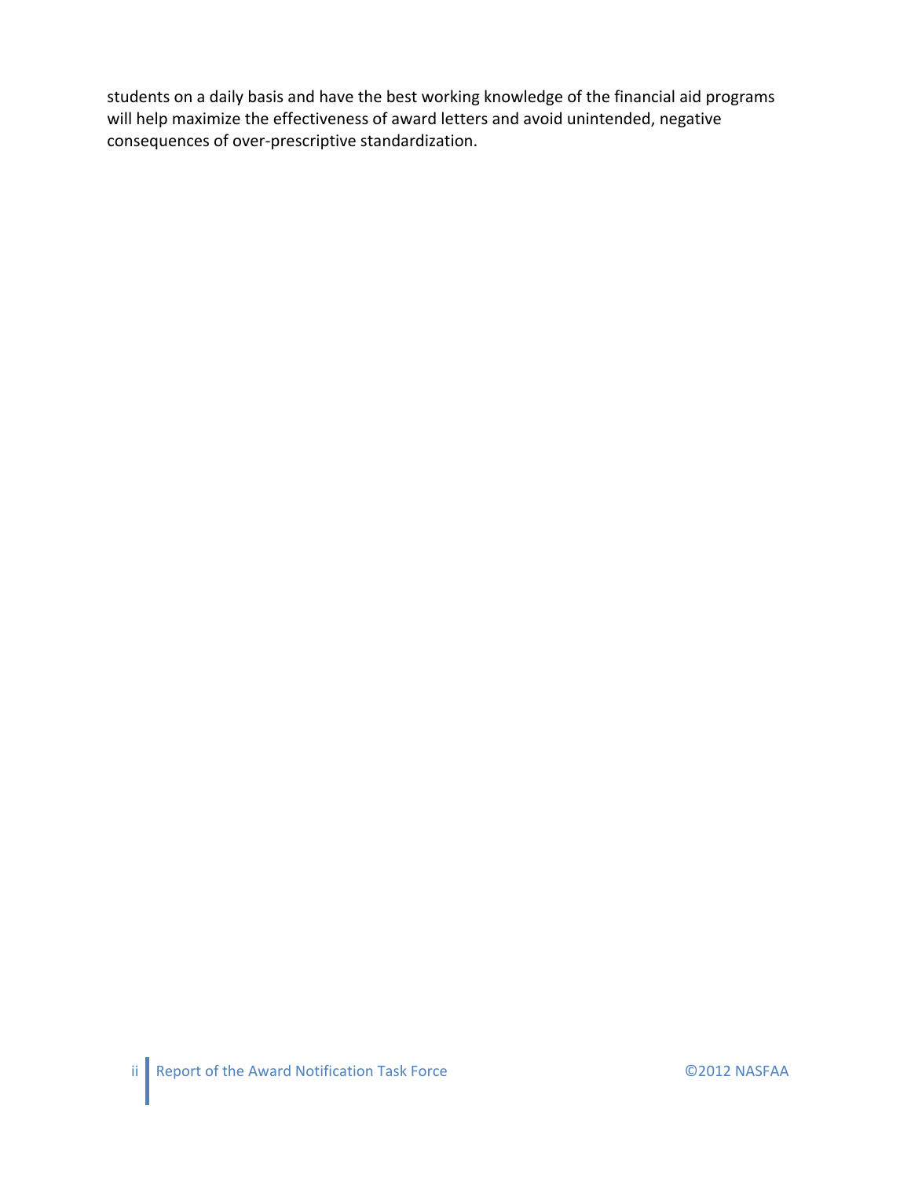students on a daily basis and have the best working knowledge of the financial aid programs will help maximize the effectiveness of award letters and avoid unintended, negative consequences of over-prescriptive standardization.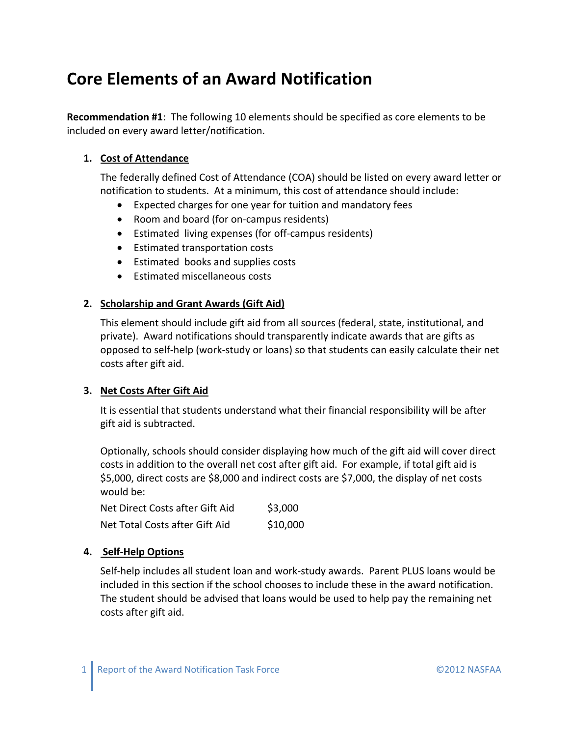# Core Elements of an Award Notification

**Recommendation #1**: The following 10 elements should be specified as core elements to be included on every award letter/notification.

1. **Cost of Attendance**

   The federally defined Cost of Attendance (COA) should be listed on every award letter or notification to students. At a minimum, this cost of attendance should include:

   - Expected charges for one year for tuition and mandatory fees
   - Room and board (for on-campus residents)
   - Estimated living expenses (for off-campus residents)
   - Estimated transportation costs
   - Estimated books and supplies costs
   - Estimated miscellaneous costs

2. **Scholarship and Grant Awards (Gift Aid)**

   This element should include gift aid from all sources (federal, state, institutional, and private). Award notifications should transparently indicate awards that are gifts as opposed to self-help (work-study or loans) so that students can easily calculate their net costs after gift aid.

3. **Net Costs After Gift Aid**

   It is essential that students understand what their financial responsibility will be after gift aid is subtracted.

   Optionally, schools should consider displaying how much of the gift aid will cover direct costs in addition to the overall net cost after gift aid. For example, if total gift aid is $5,000, direct costs are $8,000 and indirect costs are $7,000, the display of net costs would be:

   | | |
   |---|---|
   | Net Direct Costs after Gift Aid | $3,000 |
   | Net Total Costs after Gift Aid | $10,000 |

4. **Self-Help Options**

   Self-help includes all student loan and work-study awards. Parent PLUS loans would be included in this section if the school chooses to include these in the award notification. The student should be advised that loans would be used to help pay the remaining net costs after gift aid.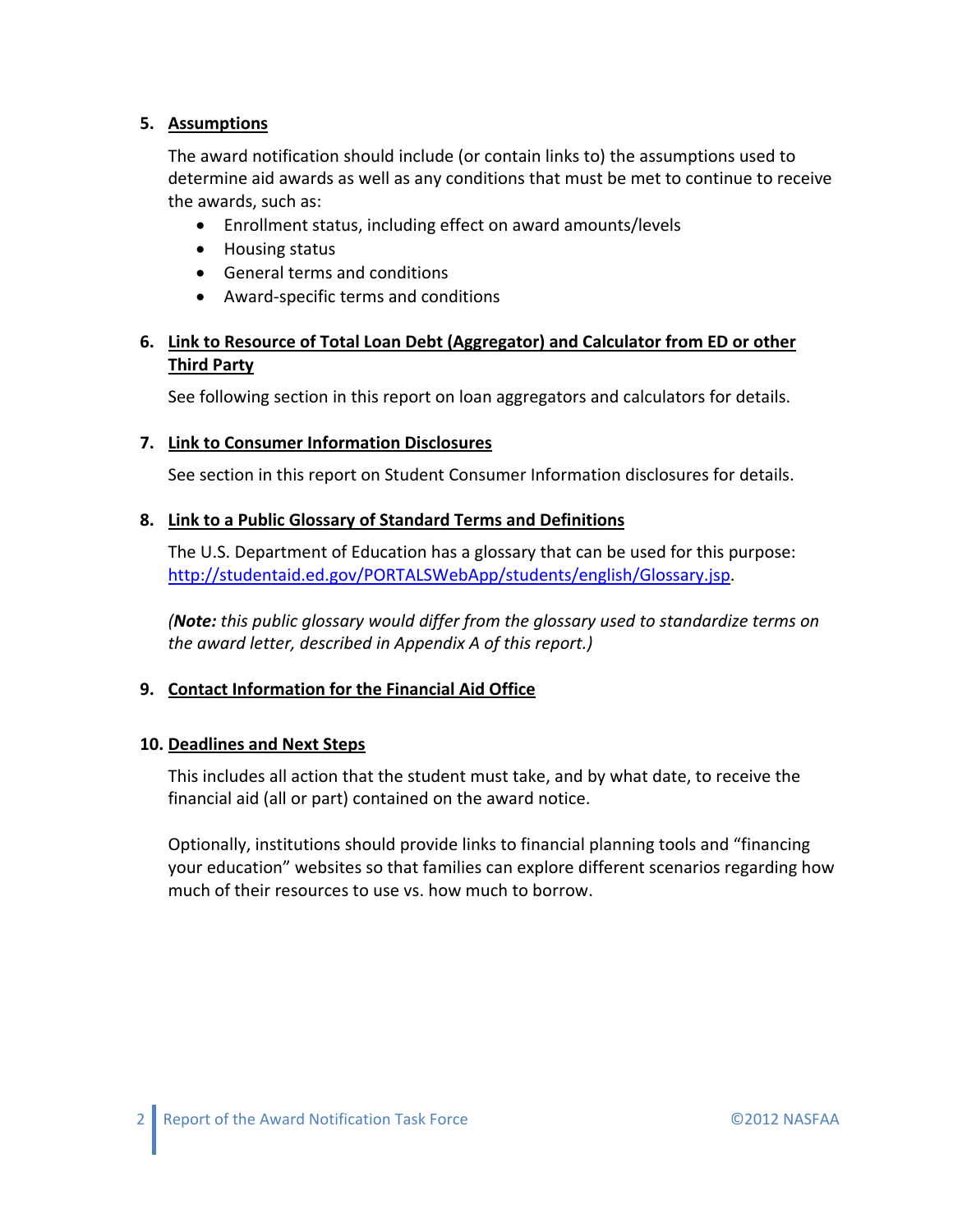5. **Assumptions**

   The award notification should include (or contain links to) the assumptions used to determine aid awards as well as any conditions that must be met to continue to receive the awards, such as:

   - Enrollment status, including effect on award amounts/levels
   - Housing status
   - General terms and conditions
   - Award-specific terms and conditions

6. **Link to Resource of Total Loan Debt (Aggregator) and Calculator from ED or other Third Party**

   See following section in this report on loan aggregators and calculators for details.

7. **Link to Consumer Information Disclosures**

   See section in this report on Student Consumer Information disclosures for details.

8. **Link to a Public Glossary of Standard Terms and Definitions**

   The U.S. Department of Education has a glossary that can be used for this purpose: http://studentaid.ed.gov/PORTALSWebApp/students/english/Glossary.jsp.

   *(**Note:** this public glossary would differ from the glossary used to standardize terms on the award letter, described in Appendix A of this report.)*

9. **Contact Information for the Financial Aid Office**

10. **Deadlines and Next Steps**

    This includes all action that the student must take, and by what date, to receive the financial aid (all or part) contained on the award notice.

    Optionally, institutions should provide links to financial planning tools and "financing your education" websites so that families can explore different scenarios regarding how much of their resources to use vs. how much to borrow.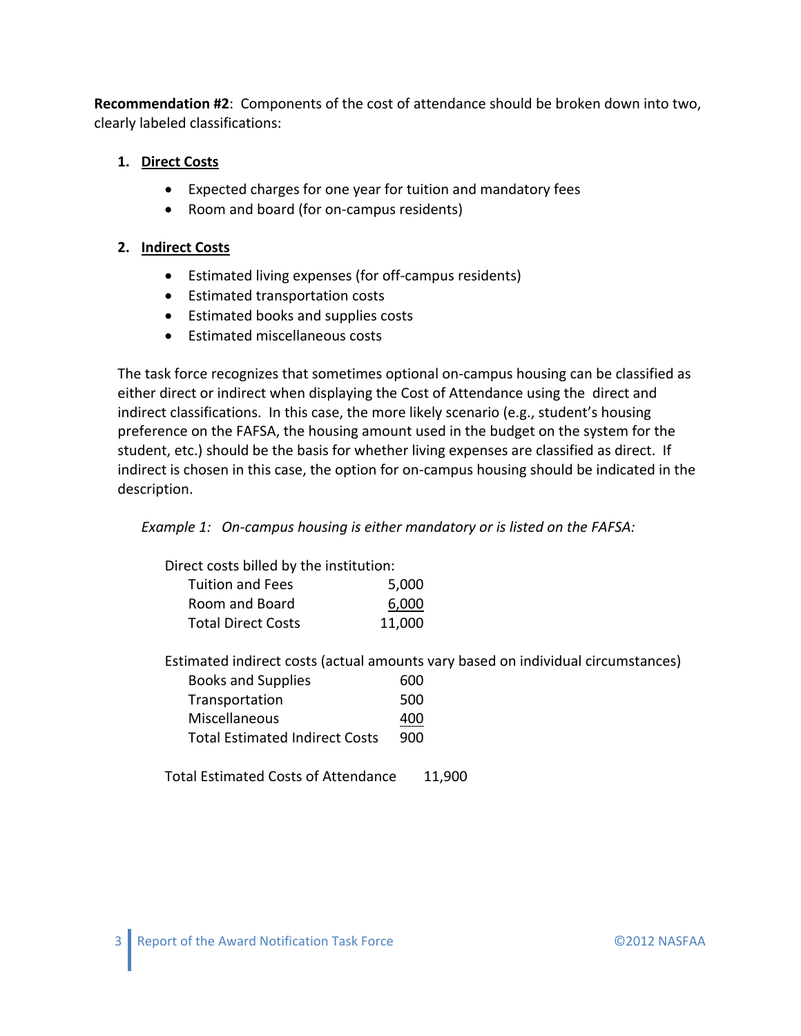**Recommendation #2**: Components of the cost of attendance should be broken down into two, clearly labeled classifications:

1. **Direct Costs**
   - Expected charges for one year for tuition and mandatory fees
   - Room and board (for on-campus residents)

2. **Indirect Costs**
   - Estimated living expenses (for off-campus residents)
   - Estimated transportation costs
   - Estimated books and supplies costs
   - Estimated miscellaneous costs

The task force recognizes that sometimes optional on-campus housing can be classified as either direct or indirect when displaying the Cost of Attendance using the direct and indirect classifications. In this case, the more likely scenario (e.g., student's housing preference on the FAFSA, the housing amount used in the budget on the system for the student, etc.) should be the basis for whether living expenses are classified as direct. If indirect is chosen in this case, the option for on-campus housing should be indicated in the description.

*Example 1: On-campus housing is either mandatory or is listed on the FAFSA:*

| Direct costs billed by the institution: | |
|---|---|
| Tuition and Fees | 5,000 |
| Room and Board | 6,000 |
| Total Direct Costs | 11,000 |

| Estimated indirect costs (actual amounts vary based on individual circumstances) | |
|---|---|
| Books and Supplies | 600 |
| Transportation | 500 |
| Miscellaneous | 400 |
| Total Estimated Indirect Costs | 900 |

Total Estimated Costs of Attendance 11,900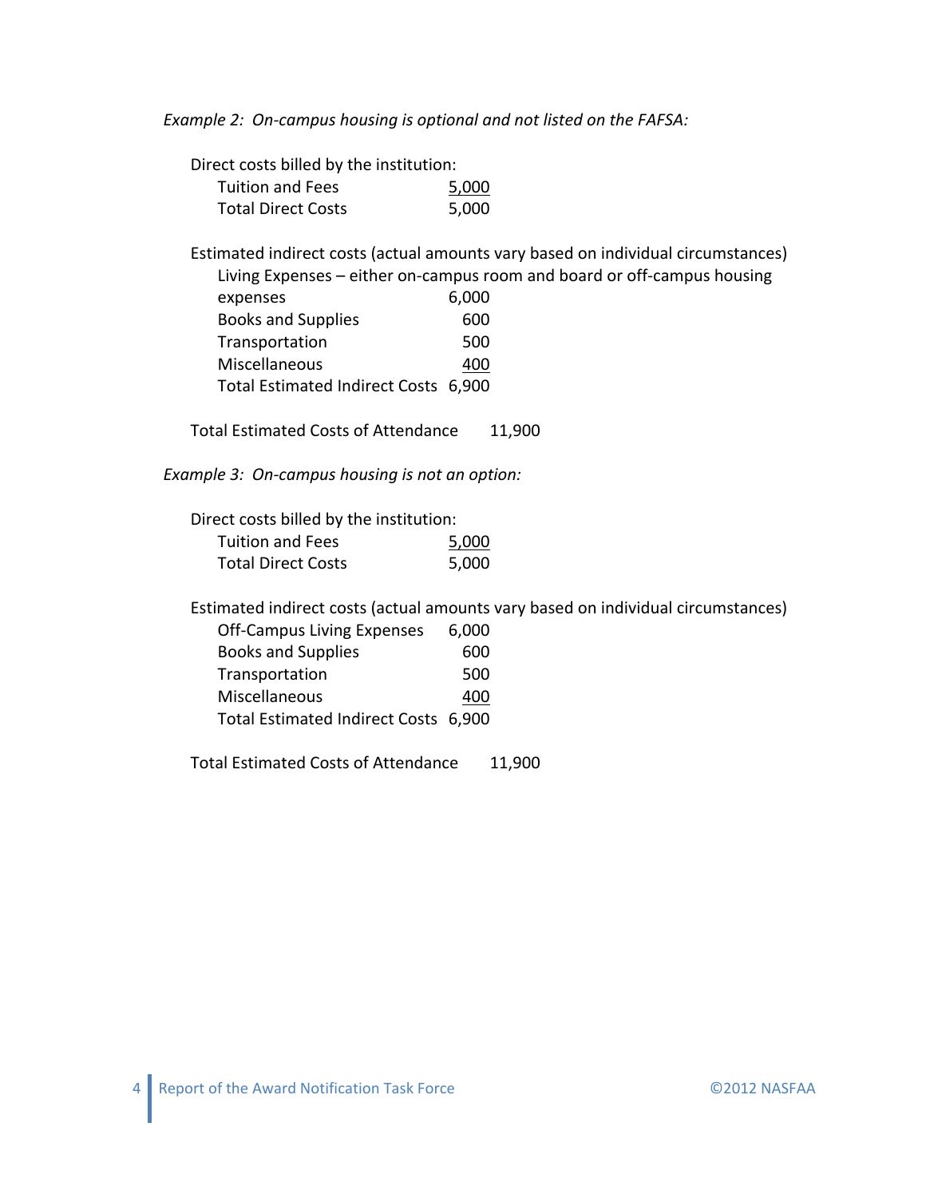*Example 2: On-campus housing is optional and not listed on the FAFSA:*

Direct costs billed by the institution:

| | |
|---|---|
| Tuition and Fees | 5,000 |
| Total Direct Costs | 5,000 |

Estimated indirect costs (actual amounts vary based on individual circumstances)

| | |
|---|---|
| Living Expenses – either on-campus room and board or off-campus housing expenses | 6,000 |
| Books and Supplies | 600 |
| Transportation | 500 |
| Miscellaneous | 400 |
| Total Estimated Indirect Costs | 6,900 |

Total Estimated Costs of Attendance 11,900

*Example 3: On-campus housing is not an option:*

Direct costs billed by the institution:

| | |
|---|---|
| Tuition and Fees | 5,000 |
| Total Direct Costs | 5,000 |

Estimated indirect costs (actual amounts vary based on individual circumstances)

| | |
|---|---|
| Off-Campus Living Expenses | 6,000 |
| Books and Supplies | 600 |
| Transportation | 500 |
| Miscellaneous | 400 |
| Total Estimated Indirect Costs | 6,900 |

Total Estimated Costs of Attendance 11,900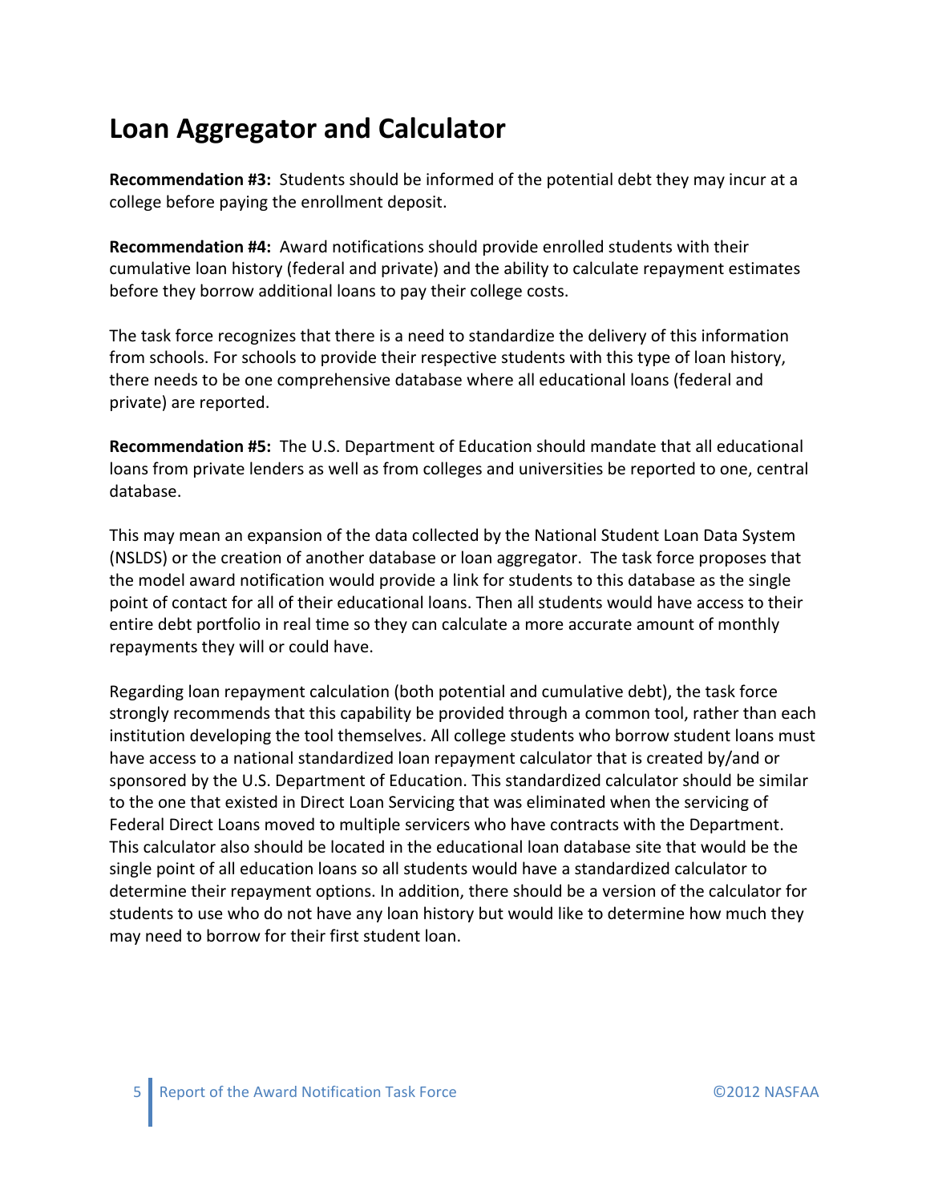## Loan Aggregator and Calculator

**Recommendation #3:** Students should be informed of the potential debt they may incur at a college before paying the enrollment deposit.

**Recommendation #4:** Award notifications should provide enrolled students with their cumulative loan history (federal and private) and the ability to calculate repayment estimates before they borrow additional loans to pay their college costs.

The task force recognizes that there is a need to standardize the delivery of this information from schools. For schools to provide their respective students with this type of loan history, there needs to be one comprehensive database where all educational loans (federal and private) are reported.

**Recommendation #5:** The U.S. Department of Education should mandate that all educational loans from private lenders as well as from colleges and universities be reported to one, central database.

This may mean an expansion of the data collected by the National Student Loan Data System (NSLDS) or the creation of another database or loan aggregator. The task force proposes that the model award notification would provide a link for students to this database as the single point of contact for all of their educational loans. Then all students would have access to their entire debt portfolio in real time so they can calculate a more accurate amount of monthly repayments they will or could have.

Regarding loan repayment calculation (both potential and cumulative debt), the task force strongly recommends that this capability be provided through a common tool, rather than each institution developing the tool themselves. All college students who borrow student loans must have access to a national standardized loan repayment calculator that is created by/and or sponsored by the U.S. Department of Education. This standardized calculator should be similar to the one that existed in Direct Loan Servicing that was eliminated when the servicing of Federal Direct Loans moved to multiple servicers who have contracts with the Department. This calculator also should be located in the educational loan database site that would be the single point of all education loans so all students would have a standardized calculator to determine their repayment options. In addition, there should be a version of the calculator for students to use who do not have any loan history but would like to determine how much they may need to borrow for their first student loan.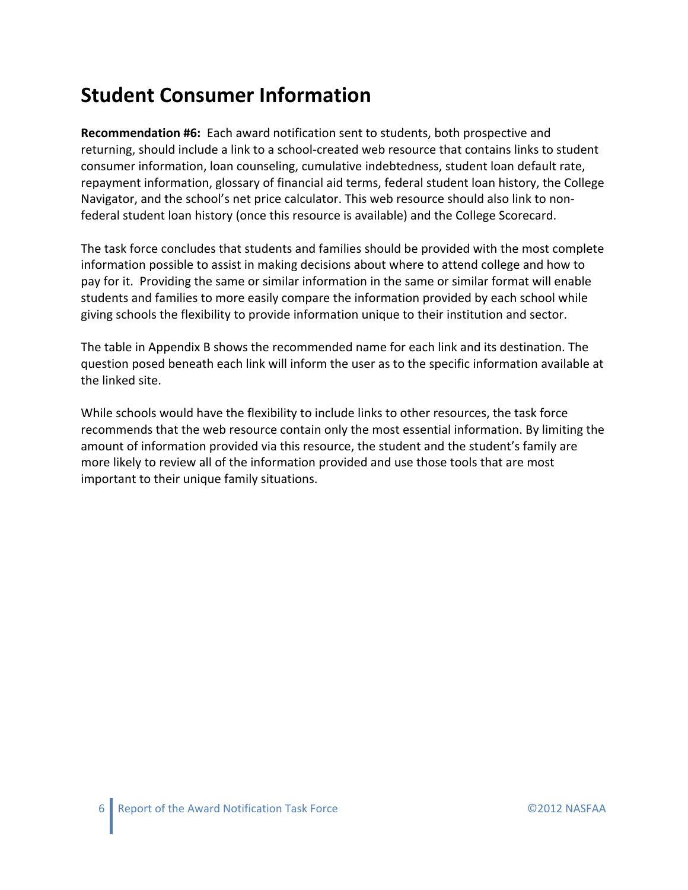# Student Consumer Information

**Recommendation #6:** Each award notification sent to students, both prospective and returning, should include a link to a school-created web resource that contains links to student consumer information, loan counseling, cumulative indebtedness, student loan default rate, repayment information, glossary of financial aid terms, federal student loan history, the College Navigator, and the school's net price calculator. This web resource should also link to non-federal student loan history (once this resource is available) and the College Scorecard.

The task force concludes that students and families should be provided with the most complete information possible to assist in making decisions about where to attend college and how to pay for it. Providing the same or similar information in the same or similar format will enable students and families to more easily compare the information provided by each school while giving schools the flexibility to provide information unique to their institution and sector.

The table in Appendix B shows the recommended name for each link and its destination. The question posed beneath each link will inform the user as to the specific information available at the linked site.

While schools would have the flexibility to include links to other resources, the task force recommends that the web resource contain only the most essential information. By limiting the amount of information provided via this resource, the student and the student's family are more likely to review all of the information provided and use those tools that are most important to their unique family situations.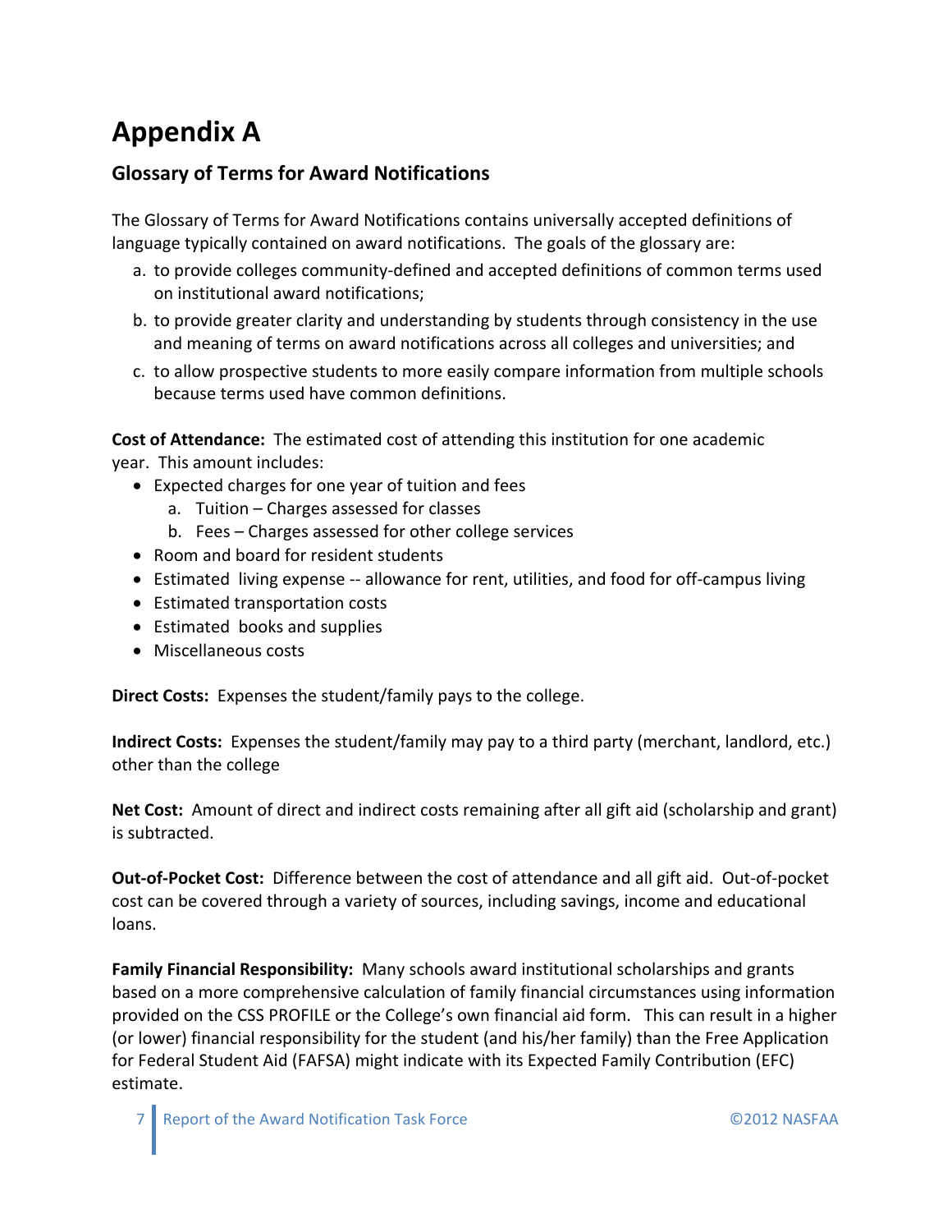# Appendix A

## Glossary of Terms for Award Notifications

The Glossary of Terms for Award Notifications contains universally accepted definitions of language typically contained on award notifications. The goals of the glossary are:

a. to provide colleges community-defined and accepted definitions of common terms used on institutional award notifications;
b. to provide greater clarity and understanding by students through consistency in the use and meaning of terms on award notifications across all colleges and universities; and
c. to allow prospective students to more easily compare information from multiple schools because terms used have common definitions.

**Cost of Attendance:** The estimated cost of attending this institution for one academic year. This amount includes:

- Expected charges for one year of tuition and fees
  a. Tuition – Charges assessed for classes
  b. Fees – Charges assessed for other college services
- Room and board for resident students
- Estimated living expense -- allowance for rent, utilities, and food for off-campus living
- Estimated transportation costs
- Estimated books and supplies
- Miscellaneous costs

**Direct Costs:** Expenses the student/family pays to the college.

**Indirect Costs:** Expenses the student/family may pay to a third party (merchant, landlord, etc.) other than the college

**Net Cost:** Amount of direct and indirect costs remaining after all gift aid (scholarship and grant) is subtracted.

**Out-of-Pocket Cost:** Difference between the cost of attendance and all gift aid. Out-of-pocket cost can be covered through a variety of sources, including savings, income and educational loans.

**Family Financial Responsibility:** Many schools award institutional scholarships and grants based on a more comprehensive calculation of family financial circumstances using information provided on the CSS PROFILE or the College's own financial aid form. This can result in a higher (or lower) financial responsibility for the student (and his/her family) than the Free Application for Federal Student Aid (FAFSA) might indicate with its Expected Family Contribution (EFC) estimate.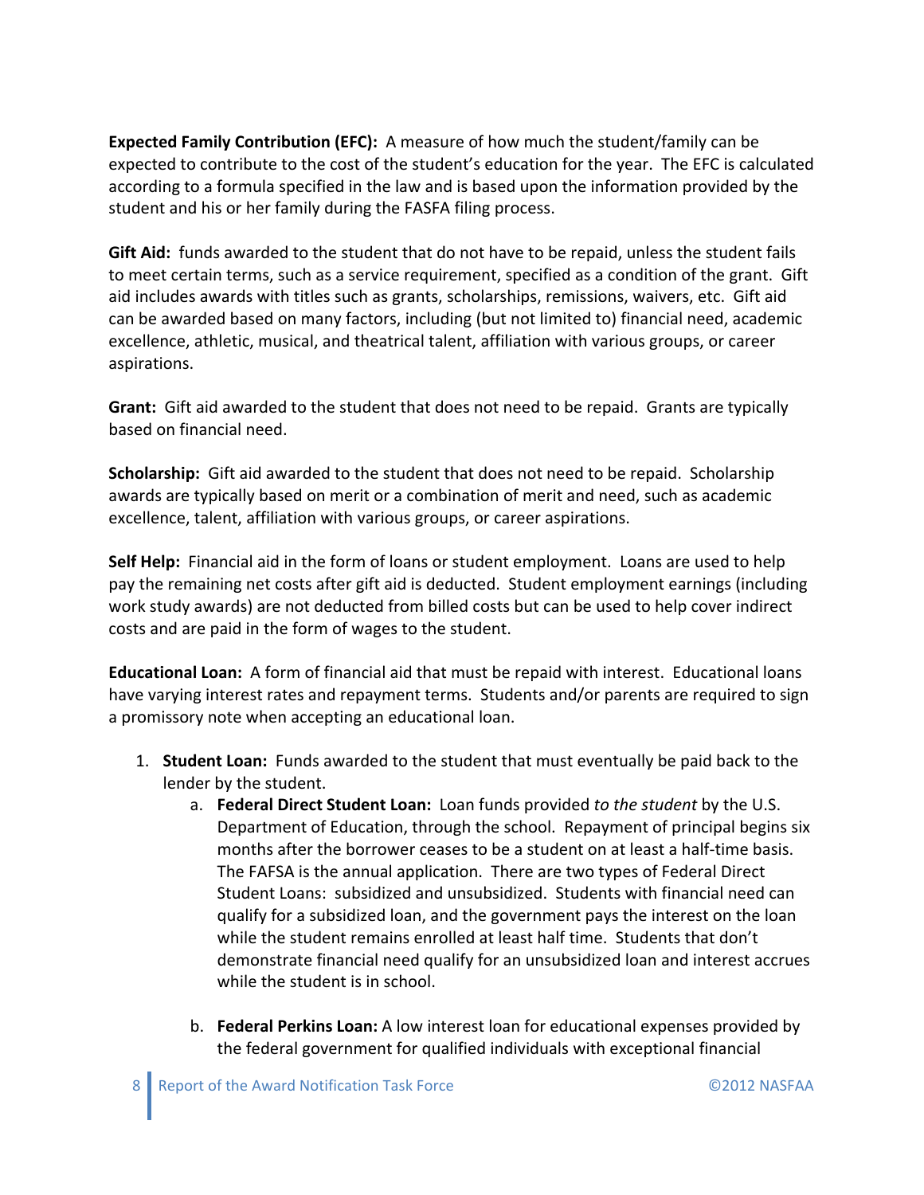**Expected Family Contribution (EFC):** A measure of how much the student/family can be expected to contribute to the cost of the student's education for the year. The EFC is calculated according to a formula specified in the law and is based upon the information provided by the student and his or her family during the FASFA filing process.

**Gift Aid:** funds awarded to the student that do not have to be repaid, unless the student fails to meet certain terms, such as a service requirement, specified as a condition of the grant. Gift aid includes awards with titles such as grants, scholarships, remissions, waivers, etc. Gift aid can be awarded based on many factors, including (but not limited to) financial need, academic excellence, athletic, musical, and theatrical talent, affiliation with various groups, or career aspirations.

**Grant:** Gift aid awarded to the student that does not need to be repaid. Grants are typically based on financial need.

**Scholarship:** Gift aid awarded to the student that does not need to be repaid. Scholarship awards are typically based on merit or a combination of merit and need, such as academic excellence, talent, affiliation with various groups, or career aspirations.

**Self Help:** Financial aid in the form of loans or student employment. Loans are used to help pay the remaining net costs after gift aid is deducted. Student employment earnings (including work study awards) are not deducted from billed costs but can be used to help cover indirect costs and are paid in the form of wages to the student.

**Educational Loan:** A form of financial aid that must be repaid with interest. Educational loans have varying interest rates and repayment terms. Students and/or parents are required to sign a promissory note when accepting an educational loan.

1. **Student Loan:** Funds awarded to the student that must eventually be paid back to the lender by the student.
    a. **Federal Direct Student Loan:** Loan funds provided *to the student* by the U.S. Department of Education, through the school. Repayment of principal begins six months after the borrower ceases to be a student on at least a half-time basis. The FAFSA is the annual application. There are two types of Federal Direct Student Loans: subsidized and unsubsidized. Students with financial need can qualify for a subsidized loan, and the government pays the interest on the loan while the student remains enrolled at least half time. Students that don't demonstrate financial need qualify for an unsubsidized loan and interest accrues while the student is in school.

    b. **Federal Perkins Loan:** A low interest loan for educational expenses provided by the federal government for qualified individuals with exceptional financial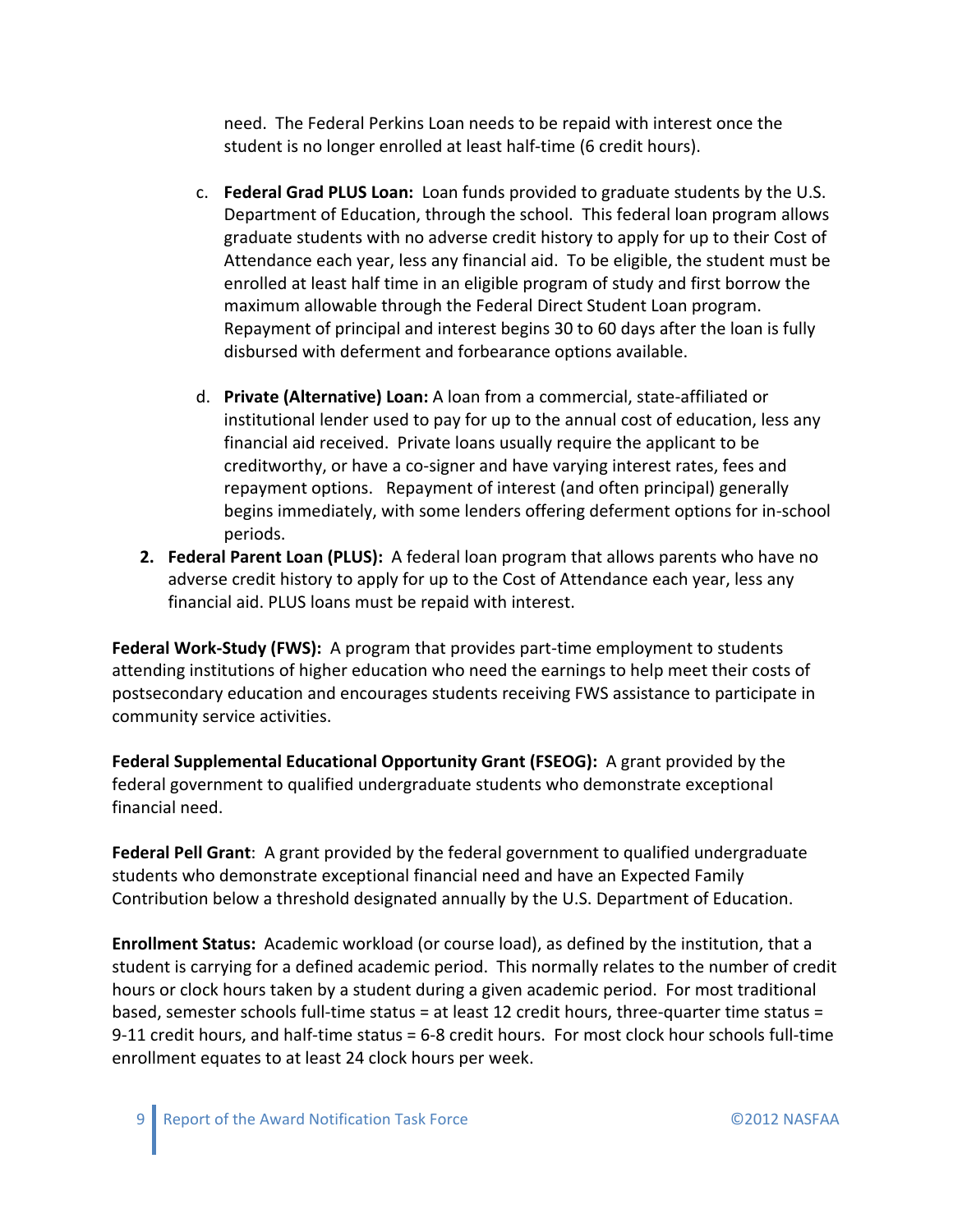need. The Federal Perkins Loan needs to be repaid with interest once the student is no longer enrolled at least half-time (6 credit hours).

c. **Federal Grad PLUS Loan:** Loan funds provided to graduate students by the U.S. Department of Education, through the school. This federal loan program allows graduate students with no adverse credit history to apply for up to their Cost of Attendance each year, less any financial aid. To be eligible, the student must be enrolled at least half time in an eligible program of study and first borrow the maximum allowable through the Federal Direct Student Loan program. Repayment of principal and interest begins 30 to 60 days after the loan is fully disbursed with deferment and forbearance options available.

d. **Private (Alternative) Loan:** A loan from a commercial, state-affiliated or institutional lender used to pay for up to the annual cost of education, less any financial aid received. Private loans usually require the applicant to be creditworthy, or have a co-signer and have varying interest rates, fees and repayment options. Repayment of interest (and often principal) generally begins immediately, with some lenders offering deferment options for in-school periods.

2. **Federal Parent Loan (PLUS):** A federal loan program that allows parents who have no adverse credit history to apply for up to the Cost of Attendance each year, less any financial aid. PLUS loans must be repaid with interest.

**Federal Work-Study (FWS):** A program that provides part-time employment to students attending institutions of higher education who need the earnings to help meet their costs of postsecondary education and encourages students receiving FWS assistance to participate in community service activities.

**Federal Supplemental Educational Opportunity Grant (FSEOG):** A grant provided by the federal government to qualified undergraduate students who demonstrate exceptional financial need.

**Federal Pell Grant**: A grant provided by the federal government to qualified undergraduate students who demonstrate exceptional financial need and have an Expected Family Contribution below a threshold designated annually by the U.S. Department of Education.

**Enrollment Status:** Academic workload (or course load), as defined by the institution, that a student is carrying for a defined academic period. This normally relates to the number of credit hours or clock hours taken by a student during a given academic period. For most traditional based, semester schools full-time status = at least 12 credit hours, three-quarter time status = 9-11 credit hours, and half-time status = 6-8 credit hours. For most clock hour schools full-time enrollment equates to at least 24 clock hours per week.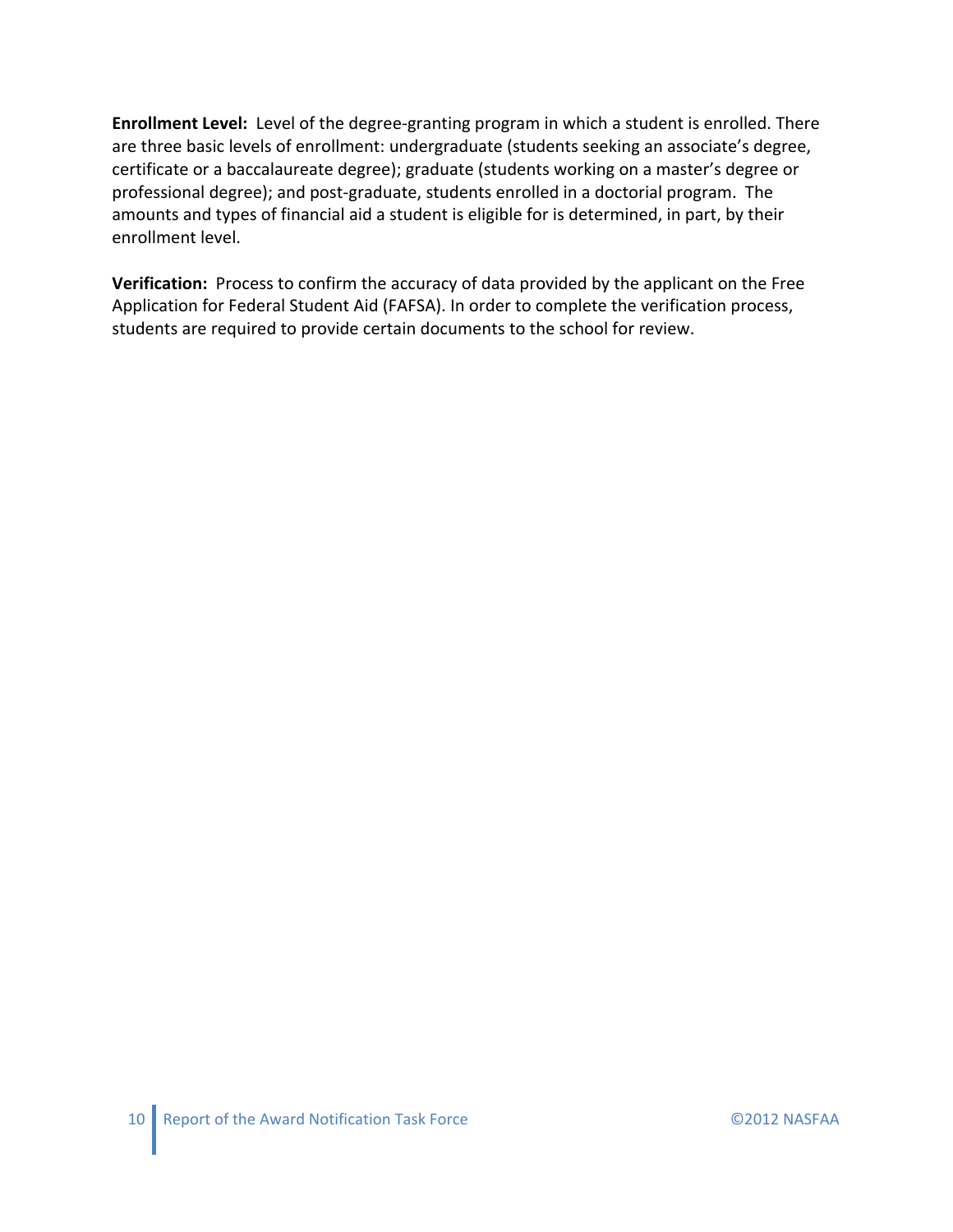**Enrollment Level:** Level of the degree-granting program in which a student is enrolled. There are three basic levels of enrollment: undergraduate (students seeking an associate's degree, certificate or a baccalaureate degree); graduate (students working on a master's degree or professional degree); and post-graduate, students enrolled in a doctorial program. The amounts and types of financial aid a student is eligible for is determined, in part, by their enrollment level.

**Verification:** Process to confirm the accuracy of data provided by the applicant on the Free Application for Federal Student Aid (FAFSA). In order to complete the verification process, students are required to provide certain documents to the school for review.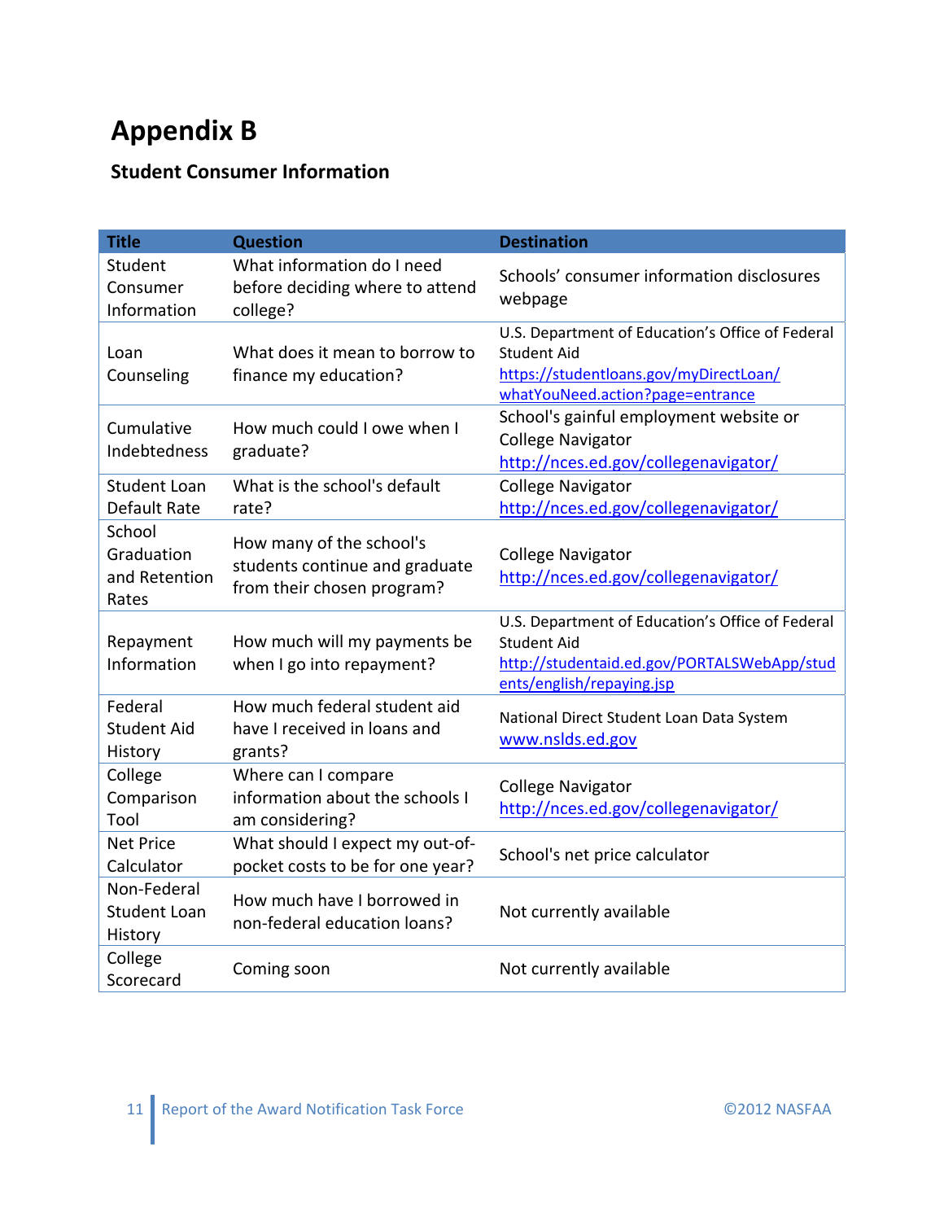# Appendix B

### Student Consumer Information

| Title | Question | Destination |
|---|---|---|
| Student Consumer Information | What information do I need before deciding where to attend college? | Schools' consumer information disclosures webpage |
| Loan Counseling | What does it mean to borrow to finance my education? | U.S. Department of Education's Office of Federal Student Aid https://studentloans.gov/myDirectLoan/whatYouNeed.action?page=entrance |
| Cumulative Indebtedness | How much could I owe when I graduate? | School's gainful employment website or College Navigator http://nces.ed.gov/collegenavigator/ |
| Student Loan Default Rate | What is the school's default rate? | College Navigator http://nces.ed.gov/collegenavigator/ |
| School Graduation and Retention Rates | How many of the school's students continue and graduate from their chosen program? | College Navigator http://nces.ed.gov/collegenavigator/ |
| Repayment Information | How much will my payments be when I go into repayment? | U.S. Department of Education's Office of Federal Student Aid http://studentaid.ed.gov/PORTALSWebApp/students/english/repaying.jsp |
| Federal Student Aid History | How much federal student aid have I received in loans and grants? | National Direct Student Loan Data System www.nslds.ed.gov |
| College Comparison Tool | Where can I compare information about the schools I am considering? | College Navigator http://nces.ed.gov/collegenavigator/ |
| Net Price Calculator | What should I expect my out-of-pocket costs to be for one year? | School's net price calculator |
| Non-Federal Student Loan History | How much have I borrowed in non-federal education loans? | Not currently available |
| College Scorecard | Coming soon | Not currently available |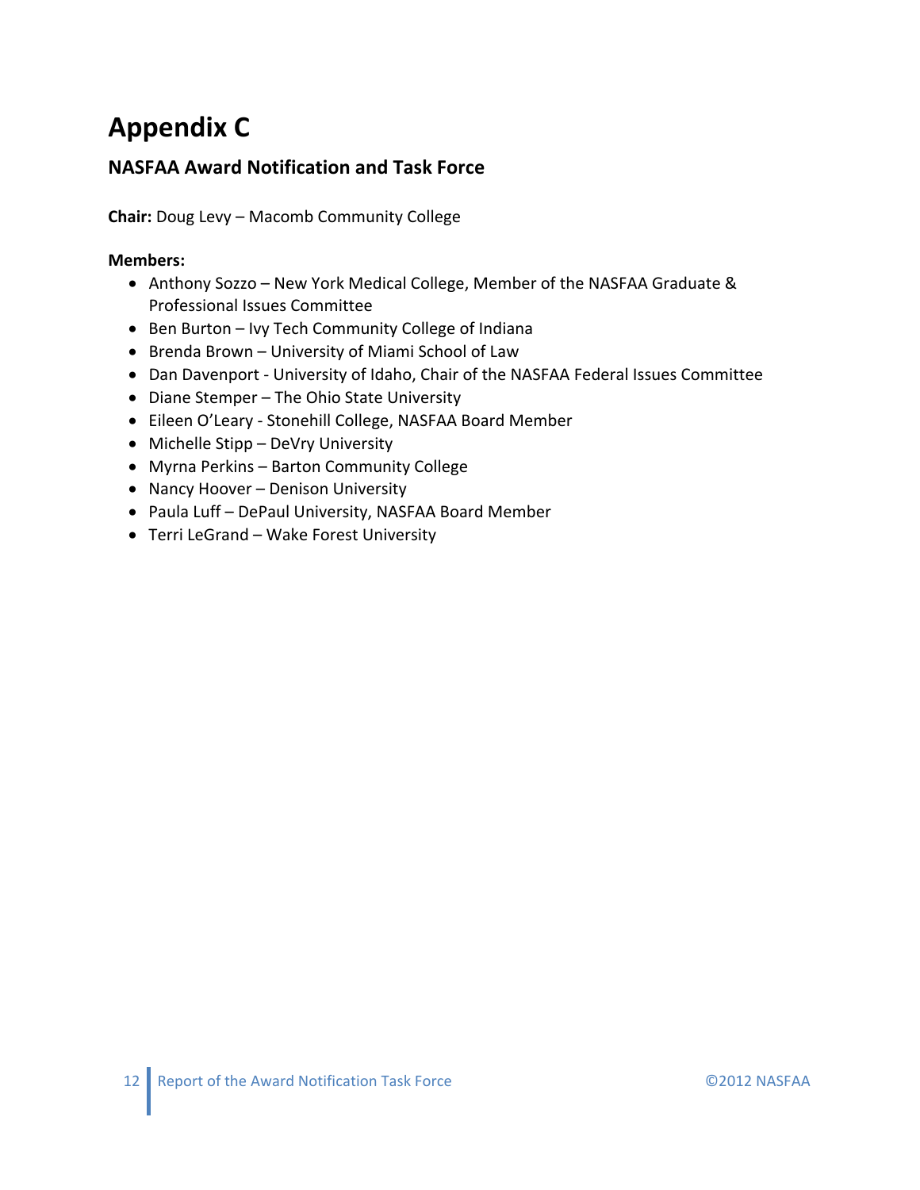# Appendix C

## NASFAA Award Notification and Task Force

**Chair:** Doug Levy – Macomb Community College

**Members:**

- Anthony Sozzo – New York Medical College, Member of the NASFAA Graduate & Professional Issues Committee
- Ben Burton – Ivy Tech Community College of Indiana
- Brenda Brown – University of Miami School of Law
- Dan Davenport - University of Idaho, Chair of the NASFAA Federal Issues Committee
- Diane Stemper – The Ohio State University
- Eileen O'Leary - Stonehill College, NASFAA Board Member
- Michelle Stipp – DeVry University
- Myrna Perkins – Barton Community College
- Nancy Hoover – Denison University
- Paula Luff – DePaul University, NASFAA Board Member
- Terri LeGrand – Wake Forest University